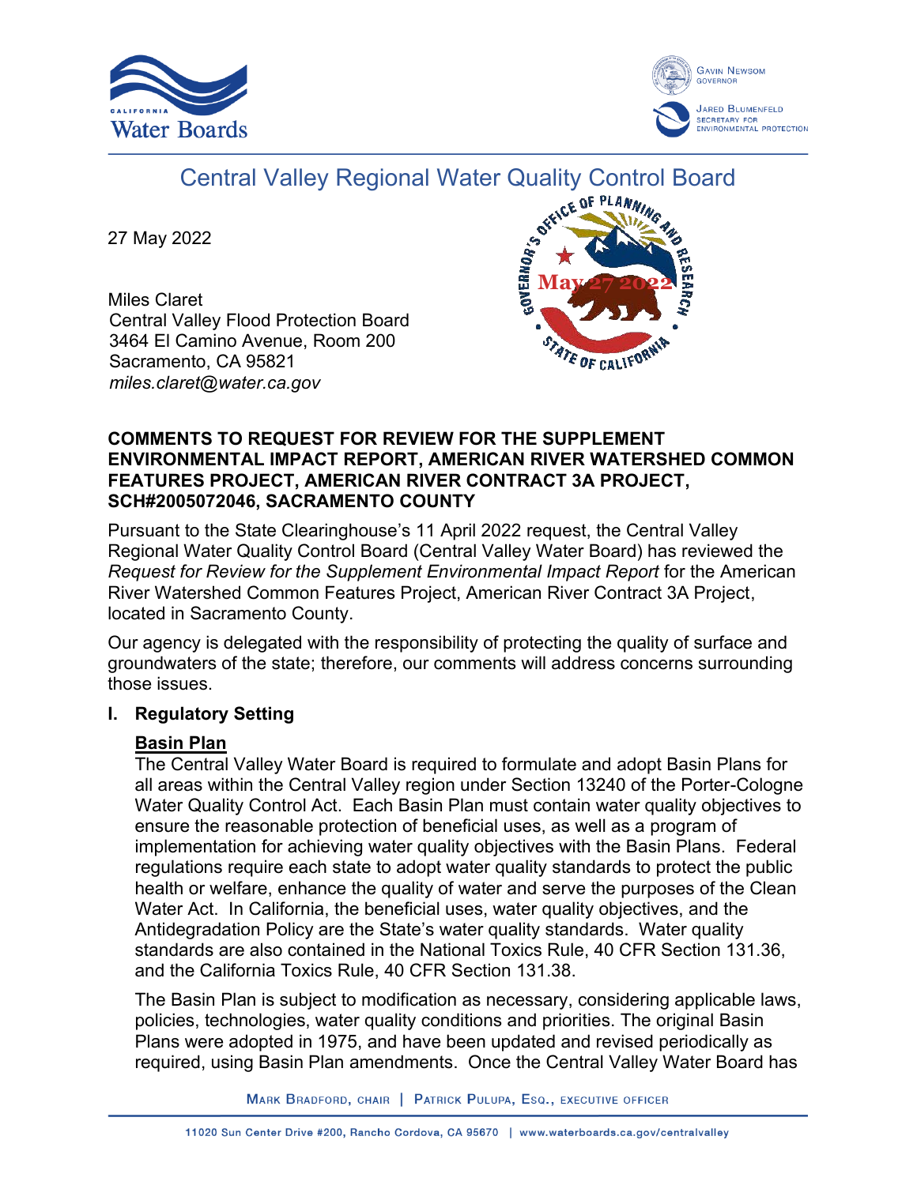Central Valley Regional Water Quality Control Board

27 May 2022

Miles Claret
Central Valley Flood Protection Board
3464 El Camino Avenue, Room 200
Sacramento, CA 95821
*miles.claret@water.ca.gov*

**COMMENTS TO REQUEST FOR REVIEW FOR THE SUPPLEMENT ENVIRONMENTAL IMPACT REPORT, AMERICAN RIVER WATERSHED COMMON FEATURES PROJECT, AMERICAN RIVER CONTRACT 3A PROJECT, SCH#2005072046, SACRAMENTO COUNTY**

Pursuant to the State Clearinghouse's 11 April 2022 request, the Central Valley Regional Water Quality Control Board (Central Valley Water Board) has reviewed the *Request for Review for the Supplement Environmental Impact Report* for the American River Watershed Common Features Project, American River Contract 3A Project, located in Sacramento County.

Our agency is delegated with the responsibility of protecting the quality of surface and groundwaters of the state; therefore, our comments will address concerns surrounding those issues.

## I. Regulatory Setting

**Basin Plan**

The Central Valley Water Board is required to formulate and adopt Basin Plans for all areas within the Central Valley region under Section 13240 of the Porter-Cologne Water Quality Control Act. Each Basin Plan must contain water quality objectives to ensure the reasonable protection of beneficial uses, as well as a program of implementation for achieving water quality objectives with the Basin Plans. Federal regulations require each state to adopt water quality standards to protect the public health or welfare, enhance the quality of water and serve the purposes of the Clean Water Act. In California, the beneficial uses, water quality objectives, and the Antidegradation Policy are the State's water quality standards. Water quality standards are also contained in the National Toxics Rule, 40 CFR Section 131.36, and the California Toxics Rule, 40 CFR Section 131.38.

The Basin Plan is subject to modification as necessary, considering applicable laws, policies, technologies, water quality conditions and priorities. The original Basin Plans were adopted in 1975, and have been updated and revised periodically as required, using Basin Plan amendments. Once the Central Valley Water Board has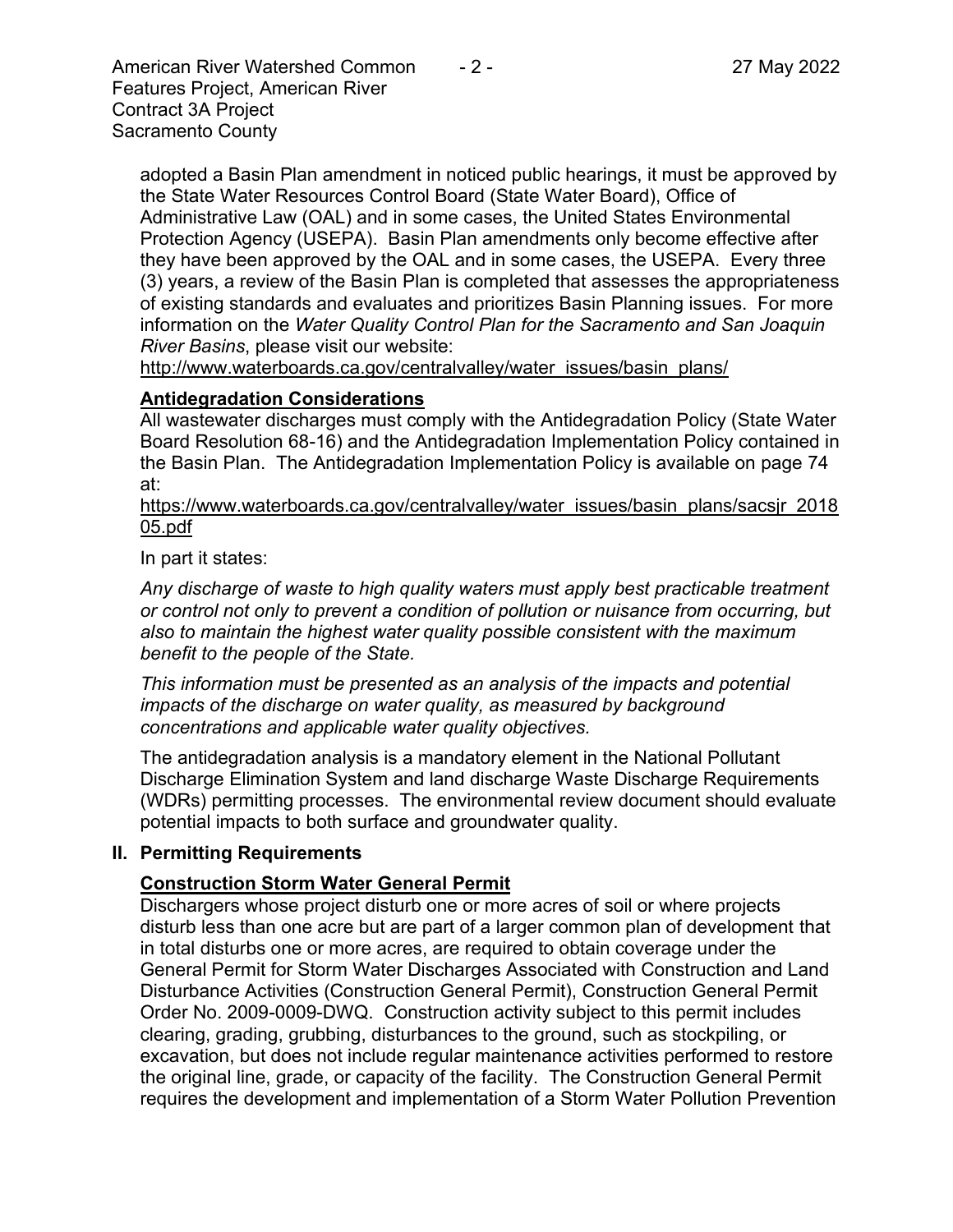adopted a Basin Plan amendment in noticed public hearings, it must be approved by the State Water Resources Control Board (State Water Board), Office of Administrative Law (OAL) and in some cases, the United States Environmental Protection Agency (USEPA). Basin Plan amendments only become effective after they have been approved by the OAL and in some cases, the USEPA. Every three (3) years, a review of the Basin Plan is completed that assesses the appropriateness of existing standards and evaluates and prioritizes Basin Planning issues. For more information on the *Water Quality Control Plan for the Sacramento and San Joaquin River Basins*, please visit our website:
http://www.waterboards.ca.gov/centralvalley/water_issues/basin_plans/

**Antidegradation Considerations**

All wastewater discharges must comply with the Antidegradation Policy (State Water Board Resolution 68-16) and the Antidegradation Implementation Policy contained in the Basin Plan. The Antidegradation Implementation Policy is available on page 74 at:
https://www.waterboards.ca.gov/centralvalley/water_issues/basin_plans/sacsjr_201805.pdf

In part it states:

*Any discharge of waste to high quality waters must apply best practicable treatment or control not only to prevent a condition of pollution or nuisance from occurring, but also to maintain the highest water quality possible consistent with the maximum benefit to the people of the State.*

*This information must be presented as an analysis of the impacts and potential impacts of the discharge on water quality, as measured by background concentrations and applicable water quality objectives.*

The antidegradation analysis is a mandatory element in the National Pollutant Discharge Elimination System and land discharge Waste Discharge Requirements (WDRs) permitting processes. The environmental review document should evaluate potential impacts to both surface and groundwater quality.

## II. Permitting Requirements

**Construction Storm Water General Permit**

Dischargers whose project disturb one or more acres of soil or where projects disturb less than one acre but are part of a larger common plan of development that in total disturbs one or more acres, are required to obtain coverage under the General Permit for Storm Water Discharges Associated with Construction and Land Disturbance Activities (Construction General Permit), Construction General Permit Order No. 2009-0009-DWQ. Construction activity subject to this permit includes clearing, grading, grubbing, disturbances to the ground, such as stockpiling, or excavation, but does not include regular maintenance activities performed to restore the original line, grade, or capacity of the facility. The Construction General Permit requires the development and implementation of a Storm Water Pollution Prevention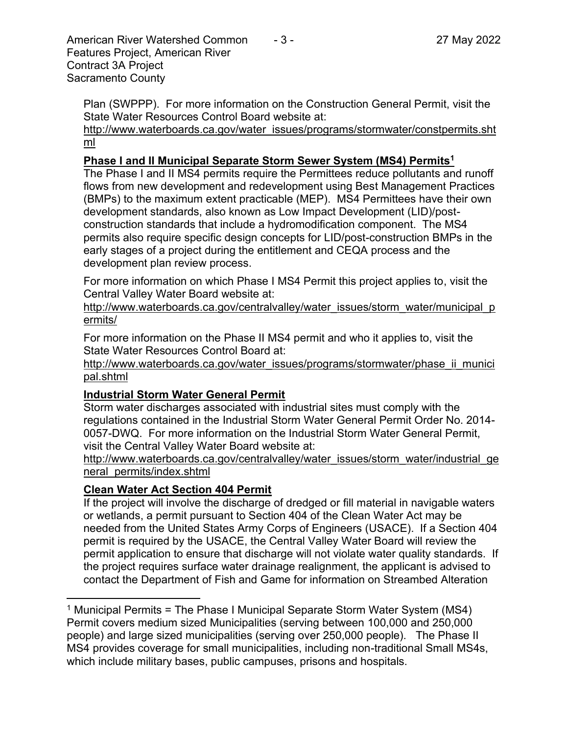Plan (SWPPP). For more information on the Construction General Permit, visit the State Water Resources Control Board website at:
http://www.waterboards.ca.gov/water_issues/programs/stormwater/constpermits.shtml

**Phase I and II Municipal Separate Storm Sewer System (MS4) Permits[1]**

The Phase I and II MS4 permits require the Permittees reduce pollutants and runoff flows from new development and redevelopment using Best Management Practices (BMPs) to the maximum extent practicable (MEP). MS4 Permittees have their own development standards, also known as Low Impact Development (LID)/post-construction standards that include a hydromodification component. The MS4 permits also require specific design concepts for LID/post-construction BMPs in the early stages of a project during the entitlement and CEQA process and the development plan review process.

For more information on which Phase I MS4 Permit this project applies to, visit the Central Valley Water Board website at:
http://www.waterboards.ca.gov/centralvalley/water_issues/storm_water/municipal_permits/

For more information on the Phase II MS4 permit and who it applies to, visit the State Water Resources Control Board at:
http://www.waterboards.ca.gov/water_issues/programs/stormwater/phase_ii_municipal.shtml

**Industrial Storm Water General Permit**

Storm water discharges associated with industrial sites must comply with the regulations contained in the Industrial Storm Water General Permit Order No. 2014-0057-DWQ. For more information on the Industrial Storm Water General Permit, visit the Central Valley Water Board website at:
http://www.waterboards.ca.gov/centralvalley/water_issues/storm_water/industrial_general_permits/index.shtml

**Clean Water Act Section 404 Permit**

If the project will involve the discharge of dredged or fill material in navigable waters or wetlands, a permit pursuant to Section 404 of the Clean Water Act may be needed from the United States Army Corps of Engineers (USACE). If a Section 404 permit is required by the USACE, the Central Valley Water Board will review the permit application to ensure that discharge will not violate water quality standards. If the project requires surface water drainage realignment, the applicant is advised to contact the Department of Fish and Game for information on Streambed Alteration

---

[1] Municipal Permits = The Phase I Municipal Separate Storm Water System (MS4) Permit covers medium sized Municipalities (serving between 100,000 and 250,000 people) and large sized municipalities (serving over 250,000 people). The Phase II MS4 provides coverage for small municipalities, including non-traditional Small MS4s, which include military bases, public campuses, prisons and hospitals.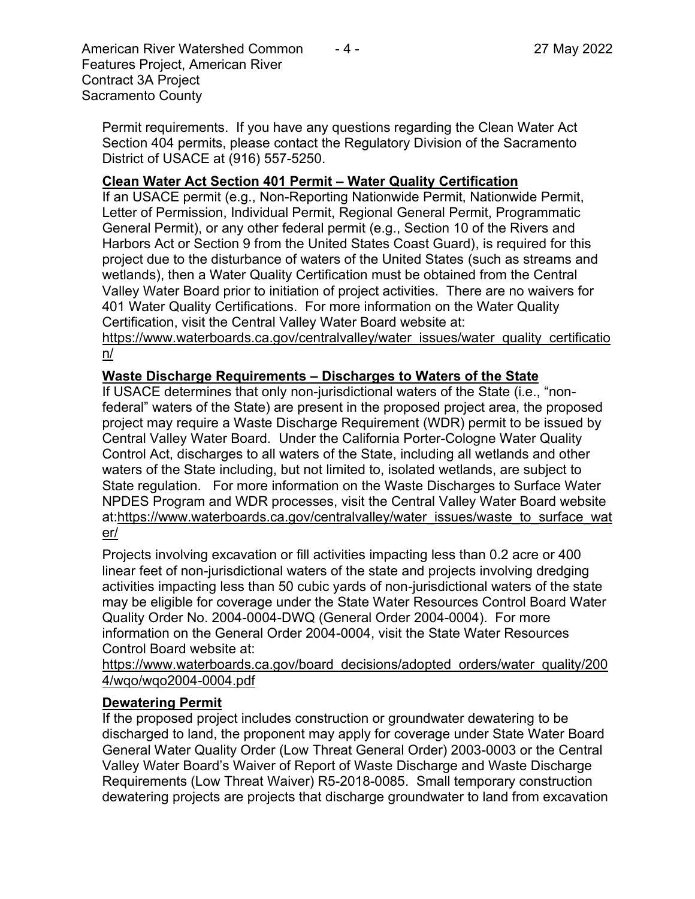Permit requirements. If you have any questions regarding the Clean Water Act Section 404 permits, please contact the Regulatory Division of the Sacramento District of USACE at (916) 557-5250.

**Clean Water Act Section 401 Permit – Water Quality Certification**

If an USACE permit (e.g., Non-Reporting Nationwide Permit, Nationwide Permit, Letter of Permission, Individual Permit, Regional General Permit, Programmatic General Permit), or any other federal permit (e.g., Section 10 of the Rivers and Harbors Act or Section 9 from the United States Coast Guard), is required for this project due to the disturbance of waters of the United States (such as streams and wetlands), then a Water Quality Certification must be obtained from the Central Valley Water Board prior to initiation of project activities. There are no waivers for 401 Water Quality Certifications. For more information on the Water Quality Certification, visit the Central Valley Water Board website at: https://www.waterboards.ca.gov/centralvalley/water_issues/water_quality_certification/

**Waste Discharge Requirements – Discharges to Waters of the State**

If USACE determines that only non-jurisdictional waters of the State (i.e., "non-federal" waters of the State) are present in the proposed project area, the proposed project may require a Waste Discharge Requirement (WDR) permit to be issued by Central Valley Water Board. Under the California Porter-Cologne Water Quality Control Act, discharges to all waters of the State, including all wetlands and other waters of the State including, but not limited to, isolated wetlands, are subject to State regulation. For more information on the Waste Discharges to Surface Water NPDES Program and WDR processes, visit the Central Valley Water Board website at:https://www.waterboards.ca.gov/centralvalley/water_issues/waste_to_surface_water/

Projects involving excavation or fill activities impacting less than 0.2 acre or 400 linear feet of non-jurisdictional waters of the state and projects involving dredging activities impacting less than 50 cubic yards of non-jurisdictional waters of the state may be eligible for coverage under the State Water Resources Control Board Water Quality Order No. 2004-0004-DWQ (General Order 2004-0004). For more information on the General Order 2004-0004, visit the State Water Resources Control Board website at: https://www.waterboards.ca.gov/board_decisions/adopted_orders/water_quality/2004/wqo/wqo2004-0004.pdf

**Dewatering Permit**

If the proposed project includes construction or groundwater dewatering to be discharged to land, the proponent may apply for coverage under State Water Board General Water Quality Order (Low Threat General Order) 2003-0003 or the Central Valley Water Board's Waiver of Report of Waste Discharge and Waste Discharge Requirements (Low Threat Waiver) R5-2018-0085. Small temporary construction dewatering projects are projects that discharge groundwater to land from excavation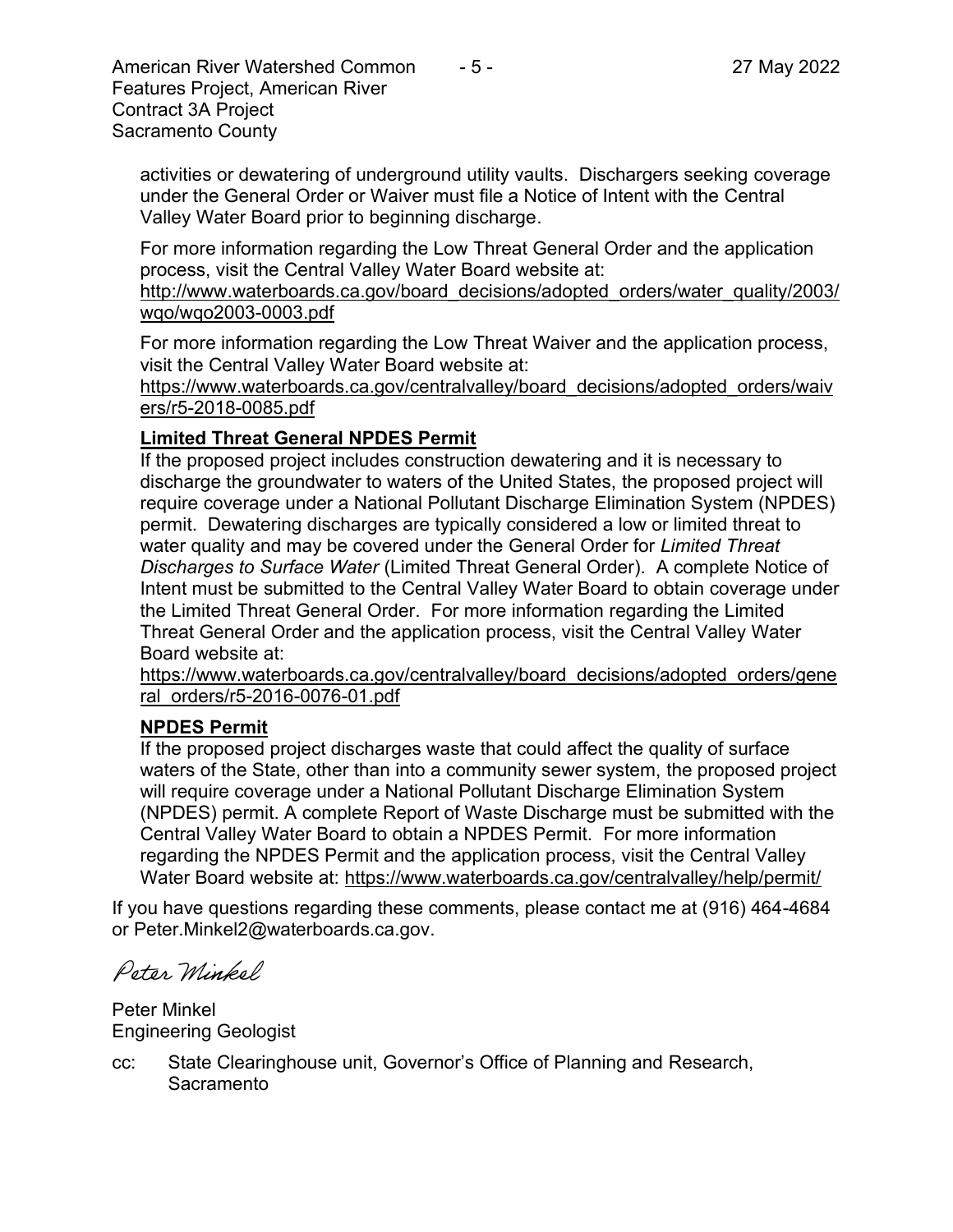activities or dewatering of underground utility vaults. Dischargers seeking coverage under the General Order or Waiver must file a Notice of Intent with the Central Valley Water Board prior to beginning discharge.

For more information regarding the Low Threat General Order and the application process, visit the Central Valley Water Board website at:
http://www.waterboards.ca.gov/board_decisions/adopted_orders/water_quality/2003/wqo/wqo2003-0003.pdf

For more information regarding the Low Threat Waiver and the application process, visit the Central Valley Water Board website at:
https://www.waterboards.ca.gov/centralvalley/board_decisions/adopted_orders/waivers/r5-2018-0085.pdf

**Limited Threat General NPDES Permit**

If the proposed project includes construction dewatering and it is necessary to discharge the groundwater to waters of the United States, the proposed project will require coverage under a National Pollutant Discharge Elimination System (NPDES) permit. Dewatering discharges are typically considered a low or limited threat to water quality and may be covered under the General Order for *Limited Threat Discharges to Surface Water* (Limited Threat General Order). A complete Notice of Intent must be submitted to the Central Valley Water Board to obtain coverage under the Limited Threat General Order. For more information regarding the Limited Threat General Order and the application process, visit the Central Valley Water Board website at:
https://www.waterboards.ca.gov/centralvalley/board_decisions/adopted_orders/general_orders/r5-2016-0076-01.pdf

**NPDES Permit**

If the proposed project discharges waste that could affect the quality of surface waters of the State, other than into a community sewer system, the proposed project will require coverage under a National Pollutant Discharge Elimination System (NPDES) permit. A complete Report of Waste Discharge must be submitted with the Central Valley Water Board to obtain a NPDES Permit. For more information regarding the NPDES Permit and the application process, visit the Central Valley Water Board website at: https://www.waterboards.ca.gov/centralvalley/help/permit/

If you have questions regarding these comments, please contact me at (916) 464-4684 or Peter.Minkel2@waterboards.ca.gov.

*Peter Minkel*

Peter Minkel
Engineering Geologist

cc: State Clearinghouse unit, Governor's Office of Planning and Research, Sacramento